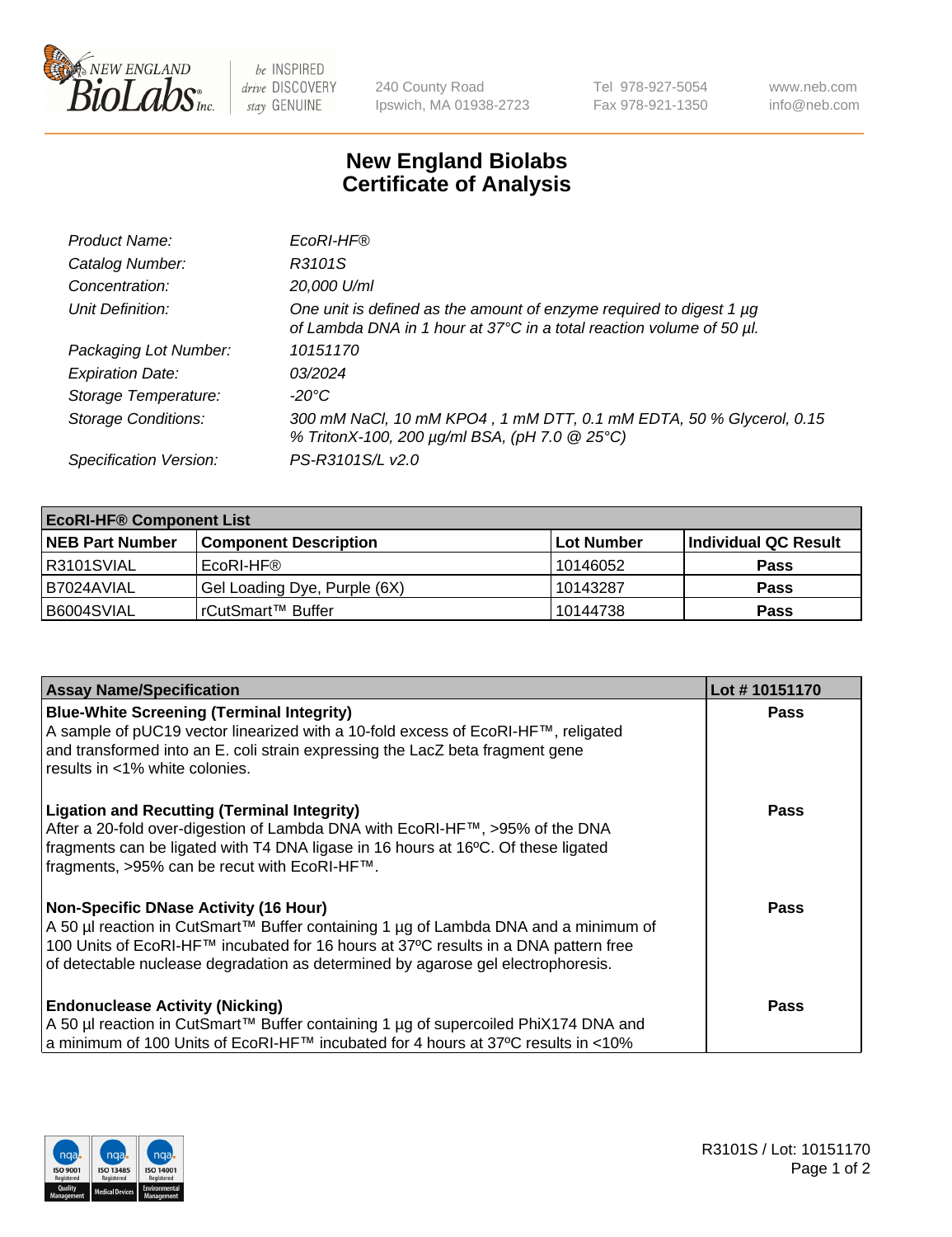# New England Biolabs
# Certificate of Analysis

| | |
|---|---|
| *Product Name:* | *EcoRI-HF®* |
| *Catalog Number:* | *R3101S* |
| *Concentration:* | *20,000 U/ml* |
| *Unit Definition:* | *One unit is defined as the amount of enzyme required to digest 1 µg of Lambda DNA in 1 hour at 37°C in a total reaction volume of 50 µl.* |
| *Packaging Lot Number:* | *10151170* |
| *Expiration Date:* | *03/2024* |
| *Storage Temperature:* | *-20°C* |
| *Storage Conditions:* | *300 mM NaCl, 10 mM KPO4 , 1 mM DTT, 0.1 mM EDTA, 50 % Glycerol, 0.15 % TritonX-100, 200 µg/ml BSA, (pH 7.0 @ 25°C)* |
| *Specification Version:* | *PS-R3101S/L v2.0* |

| **EcoRI-HF® Component List** | | | |
|---|---|---|---|
| **NEB Part Number** | **Component Description** | **Lot Number** | **Individual QC Result** |
| R3101SVIAL | EcoRI-HF® | 10146052 | **Pass** |
| B7024AVIAL | Gel Loading Dye, Purple (6X) | 10143287 | **Pass** |
| B6004SVIAL | rCutSmart™ Buffer | 10144738 | **Pass** |

| **Assay Name/Specification** | **Lot # 10151170** |
|---|---|
| **Blue-White Screening (Terminal Integrity)**<br>A sample of pUC19 vector linearized with a 10-fold excess of EcoRI-HF™, religated and transformed into an E. coli strain expressing the LacZ beta fragment gene results in <1% white colonies. | **Pass** |
| **Ligation and Recutting (Terminal Integrity)**<br>After a 20-fold over-digestion of Lambda DNA with EcoRI-HF™, >95% of the DNA fragments can be ligated with T4 DNA ligase in 16 hours at 16ºC. Of these ligated fragments, >95% can be recut with EcoRI-HF™. | **Pass** |
| **Non-Specific DNase Activity (16 Hour)**<br>A 50 µl reaction in CutSmart™ Buffer containing 1 µg of Lambda DNA and a minimum of 100 Units of EcoRI-HF™ incubated for 16 hours at 37ºC results in a DNA pattern free of detectable nuclease degradation as determined by agarose gel electrophoresis. | **Pass** |
| **Endonuclease Activity (Nicking)**<br>A 50 µl reaction in CutSmart™ Buffer containing 1 µg of supercoiled PhiX174 DNA and a minimum of 100 Units of EcoRI-HF™ incubated for 4 hours at 37ºC results in <10% | **Pass** |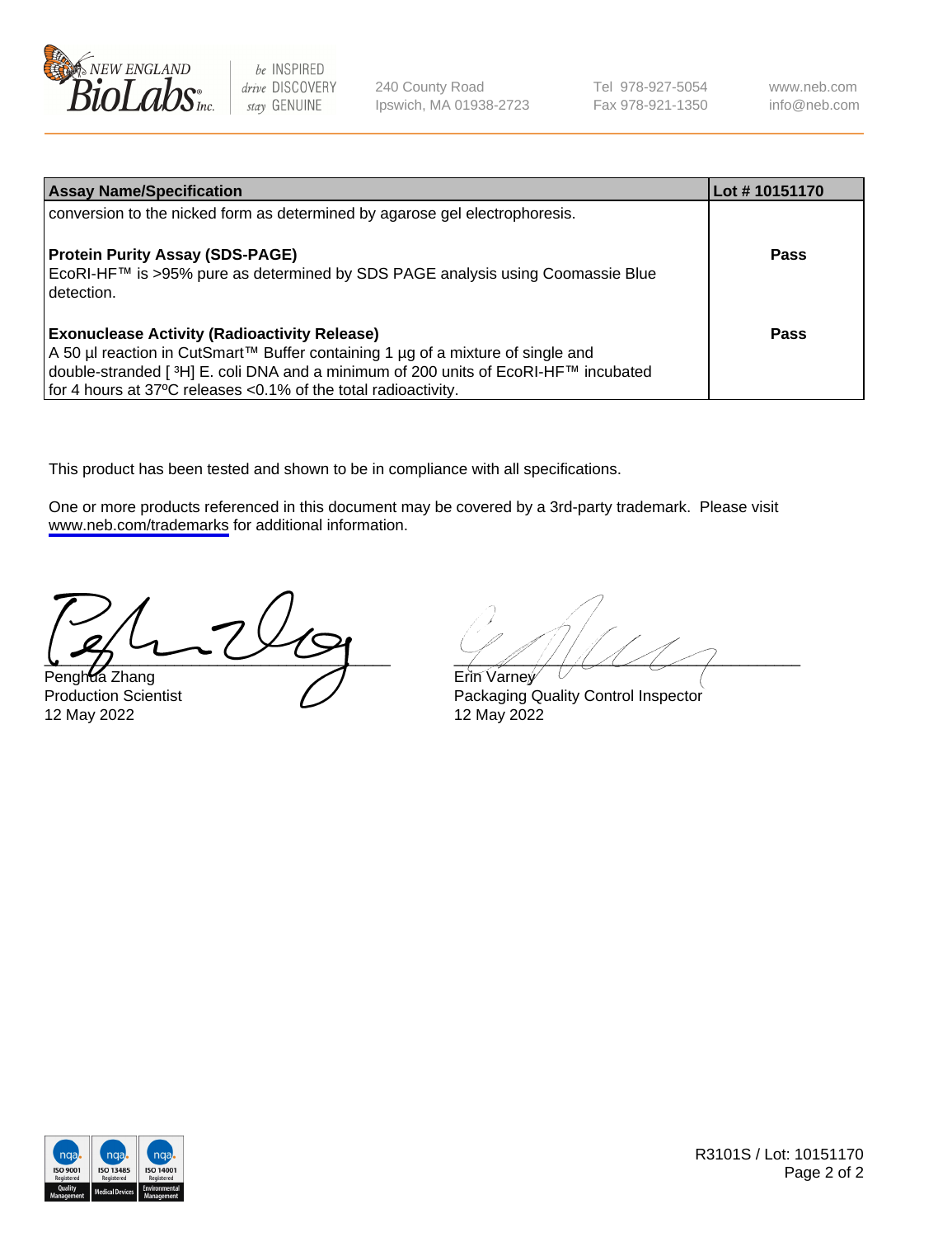| Assay Name/Specification | Lot # 10151170 |
|---|---|
| conversion to the nicked form as determined by agarose gel electrophoresis. | |
| **Protein Purity Assay (SDS-PAGE)**<br>EcoRI-HF™ is >95% pure as determined by SDS PAGE analysis using Coomassie Blue detection. | Pass |
| **Exonuclease Activity (Radioactivity Release)**<br>A 50 µl reaction in CutSmart™ Buffer containing 1 µg of a mixture of single and double-stranded [ $^3$H] E. coli DNA and a minimum of 200 units of EcoRI-HF™ incubated for 4 hours at 37ºC releases <0.1% of the total radioactivity. | Pass |

This product has been tested and shown to be in compliance with all specifications.

One or more products referenced in this document may be covered by a 3rd-party trademark. Please visit www.neb.com/trademarks for additional information.

Penghua Zhang
Production Scientist
12 May 2022

Erin Varney
Packaging Quality Control Inspector
12 May 2022

R3101S / Lot: 10151170